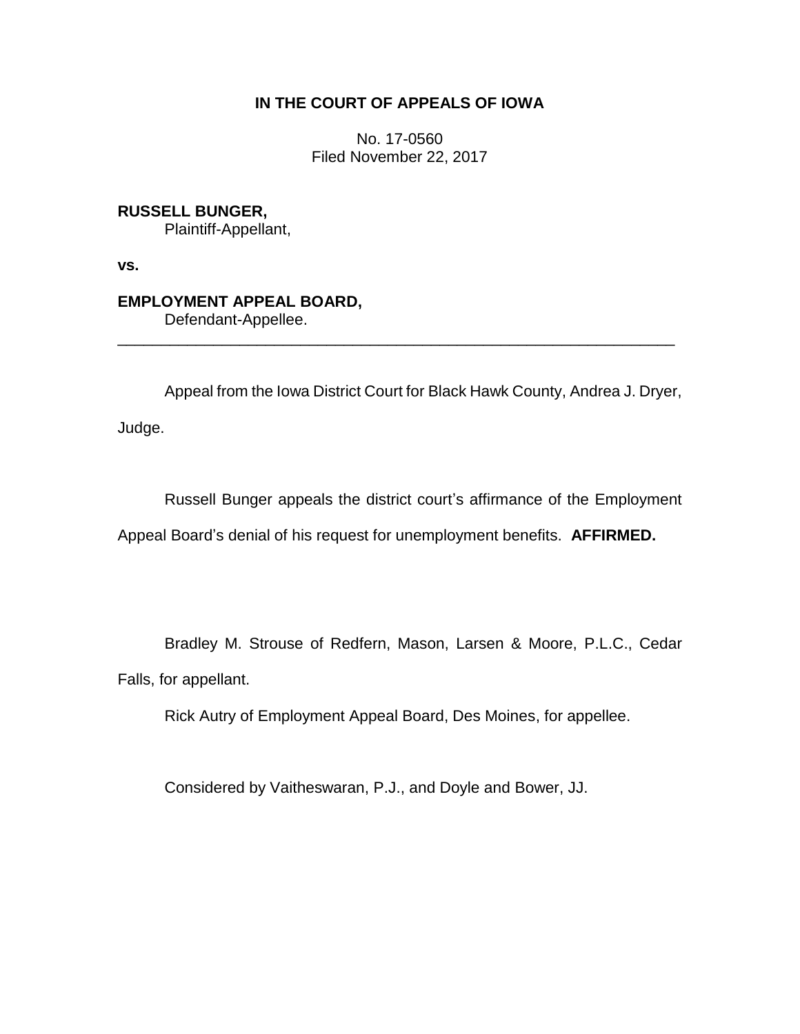# IN THE COURT OF APPEALS OF IOWA

No. 17-0560
Filed November 22, 2017

**RUSSELL BUNGER,**
Plaintiff-Appellant,

**vs.**

**EMPLOYMENT APPEAL BOARD,**
Defendant-Appellee.

---

Appeal from the Iowa District Court for Black Hawk County, Andrea J. Dryer, Judge.

Russell Bunger appeals the district court's affirmance of the Employment Appeal Board's denial of his request for unemployment benefits. **AFFIRMED.**

Bradley M. Strouse of Redfern, Mason, Larsen & Moore, P.L.C., Cedar Falls, for appellant.

Rick Autry of Employment Appeal Board, Des Moines, for appellee.

Considered by Vaitheswaran, P.J., and Doyle and Bower, JJ.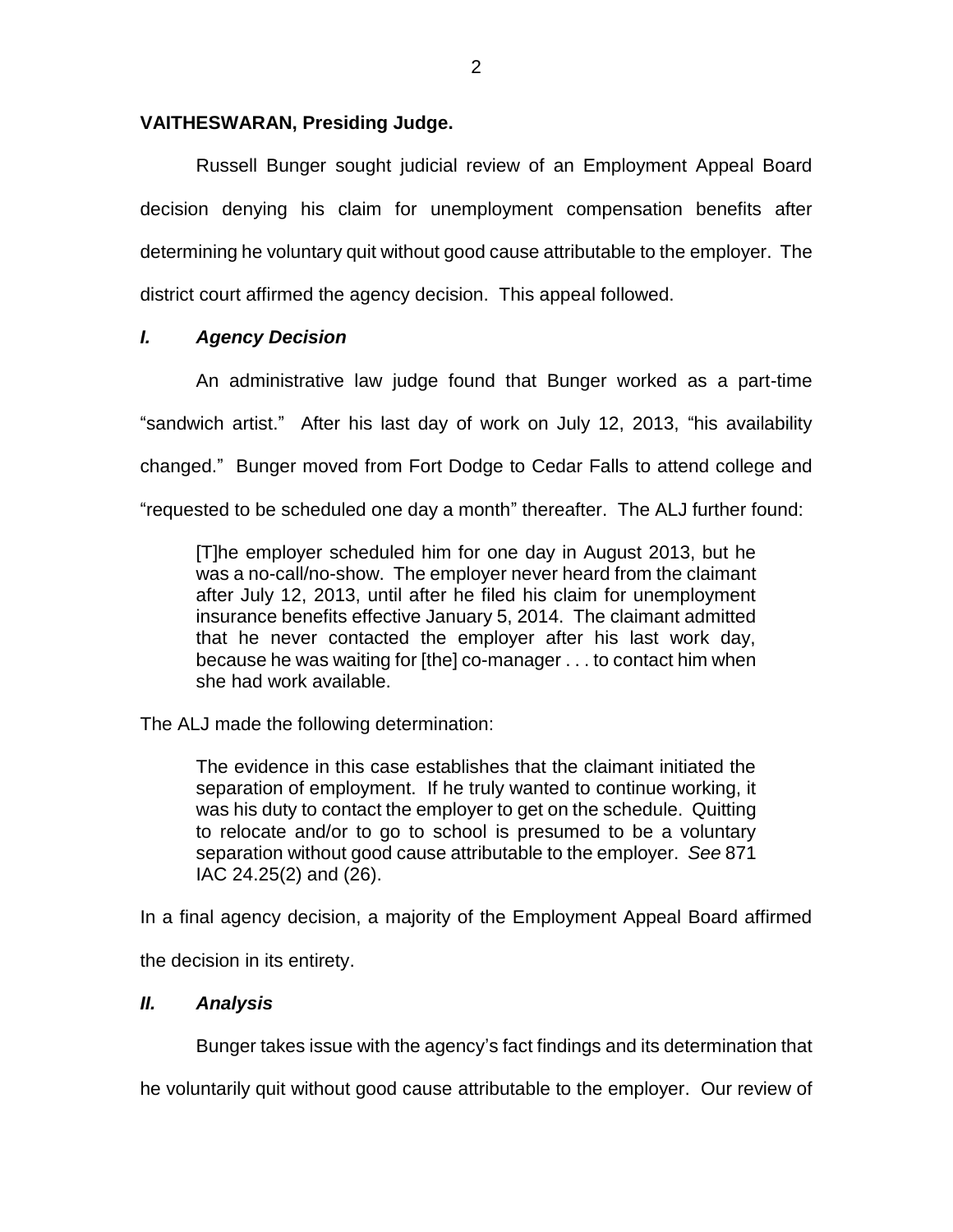**VAITHESWARAN, Presiding Judge.**

Russell Bunger sought judicial review of an Employment Appeal Board decision denying his claim for unemployment compensation benefits after determining he voluntary quit without good cause attributable to the employer. The district court affirmed the agency decision. This appeal followed.

## *I. Agency Decision*

An administrative law judge found that Bunger worked as a part-time "sandwich artist." After his last day of work on July 12, 2013, "his availability changed." Bunger moved from Fort Dodge to Cedar Falls to attend college and "requested to be scheduled one day a month" thereafter. The ALJ further found:

> [T]he employer scheduled him for one day in August 2013, but he was a no-call/no-show. The employer never heard from the claimant after July 12, 2013, until after he filed his claim for unemployment insurance benefits effective January 5, 2014. The claimant admitted that he never contacted the employer after his last work day, because he was waiting for [the] co-manager . . . to contact him when she had work available.

The ALJ made the following determination:

> The evidence in this case establishes that the claimant initiated the separation of employment. If he truly wanted to continue working, it was his duty to contact the employer to get on the schedule. Quitting to relocate and/or to go to school is presumed to be a voluntary separation without good cause attributable to the employer. *See* 871 IAC 24.25(2) and (26).

In a final agency decision, a majority of the Employment Appeal Board affirmed the decision in its entirety.

## *II. Analysis*

Bunger takes issue with the agency's fact findings and its determination that he voluntarily quit without good cause attributable to the employer. Our review of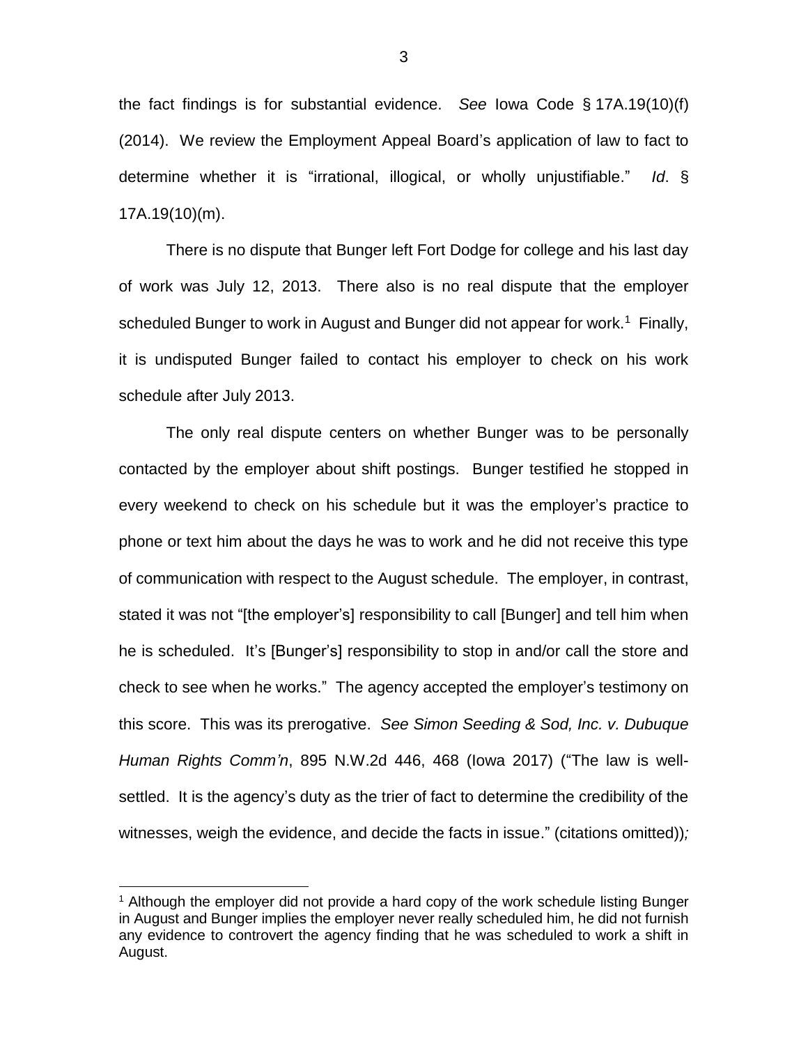the fact findings is for substantial evidence. *See* Iowa Code § 17A.19(10)(f) (2014). We review the Employment Appeal Board's application of law to fact to determine whether it is "irrational, illogical, or wholly unjustifiable." *Id*. § 17A.19(10)(m).

There is no dispute that Bunger left Fort Dodge for college and his last day of work was July 12, 2013. There also is no real dispute that the employer scheduled Bunger to work in August and Bunger did not appear for work.[1] Finally, it is undisputed Bunger failed to contact his employer to check on his work schedule after July 2013.

The only real dispute centers on whether Bunger was to be personally contacted by the employer about shift postings. Bunger testified he stopped in every weekend to check on his schedule but it was the employer's practice to phone or text him about the days he was to work and he did not receive this type of communication with respect to the August schedule. The employer, in contrast, stated it was not "[the employer's] responsibility to call [Bunger] and tell him when he is scheduled. It's [Bunger's] responsibility to stop in and/or call the store and check to see when he works." The agency accepted the employer's testimony on this score. This was its prerogative. *See Simon Seeding & Sod, Inc. v. Dubuque Human Rights Comm'n*, 895 N.W.2d 446, 468 (Iowa 2017) ("The law is well-settled. It is the agency's duty as the trier of fact to determine the credibility of the witnesses, weigh the evidence, and decide the facts in issue." (citations omitted))*;*

[1] Although the employer did not provide a hard copy of the work schedule listing Bunger in August and Bunger implies the employer never really scheduled him, he did not furnish any evidence to controvert the agency finding that he was scheduled to work a shift in August.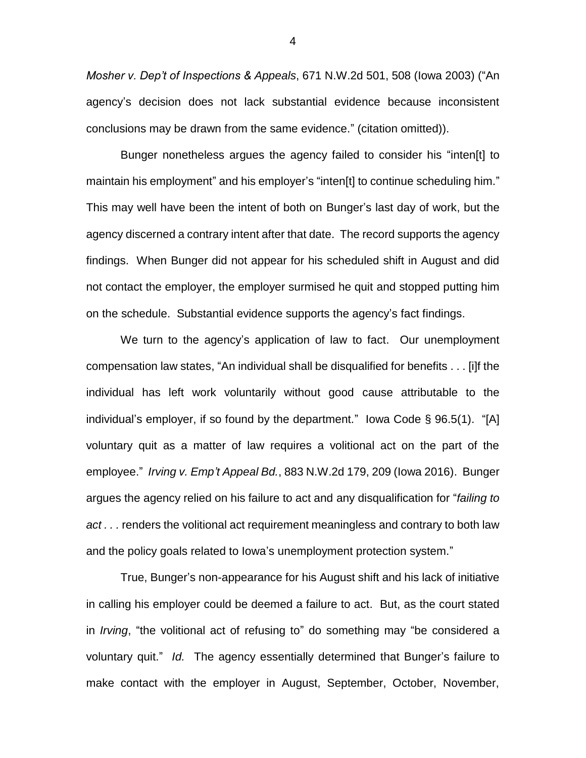*Mosher v. Dep't of Inspections & Appeals*, 671 N.W.2d 501, 508 (Iowa 2003) ("An agency's decision does not lack substantial evidence because inconsistent conclusions may be drawn from the same evidence." (citation omitted)).

Bunger nonetheless argues the agency failed to consider his "inten[t] to maintain his employment" and his employer's "inten[t] to continue scheduling him." This may well have been the intent of both on Bunger's last day of work, but the agency discerned a contrary intent after that date. The record supports the agency findings. When Bunger did not appear for his scheduled shift in August and did not contact the employer, the employer surmised he quit and stopped putting him on the schedule. Substantial evidence supports the agency's fact findings.

We turn to the agency's application of law to fact. Our unemployment compensation law states, "An individual shall be disqualified for benefits . . . [i]f the individual has left work voluntarily without good cause attributable to the individual's employer, if so found by the department." Iowa Code § 96.5(1). "[A] voluntary quit as a matter of law requires a volitional act on the part of the employee." *Irving v. Emp't Appeal Bd.*, 883 N.W.2d 179, 209 (Iowa 2016). Bunger argues the agency relied on his failure to act and any disqualification for "*failing to act . . .* renders the volitional act requirement meaningless and contrary to both law and the policy goals related to Iowa's unemployment protection system."

True, Bunger's non-appearance for his August shift and his lack of initiative in calling his employer could be deemed a failure to act. But, as the court stated in *Irving*, "the volitional act of refusing to" do something may "be considered a voluntary quit." *Id.* The agency essentially determined that Bunger's failure to make contact with the employer in August, September, October, November,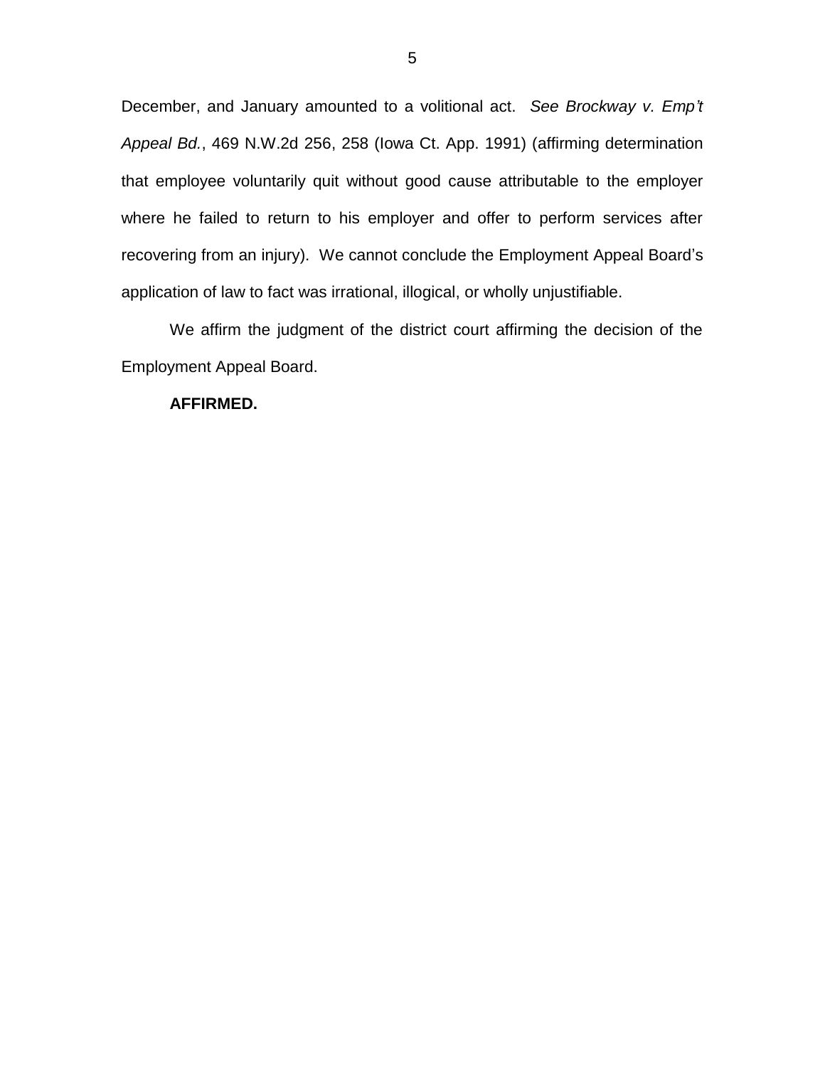December, and January amounted to a volitional act. *See Brockway v. Emp't Appeal Bd.*, 469 N.W.2d 256, 258 (Iowa Ct. App. 1991) (affirming determination that employee voluntarily quit without good cause attributable to the employer where he failed to return to his employer and offer to perform services after recovering from an injury). We cannot conclude the Employment Appeal Board's application of law to fact was irrational, illogical, or wholly unjustifiable.

We affirm the judgment of the district court affirming the decision of the Employment Appeal Board.

**AFFIRMED.**